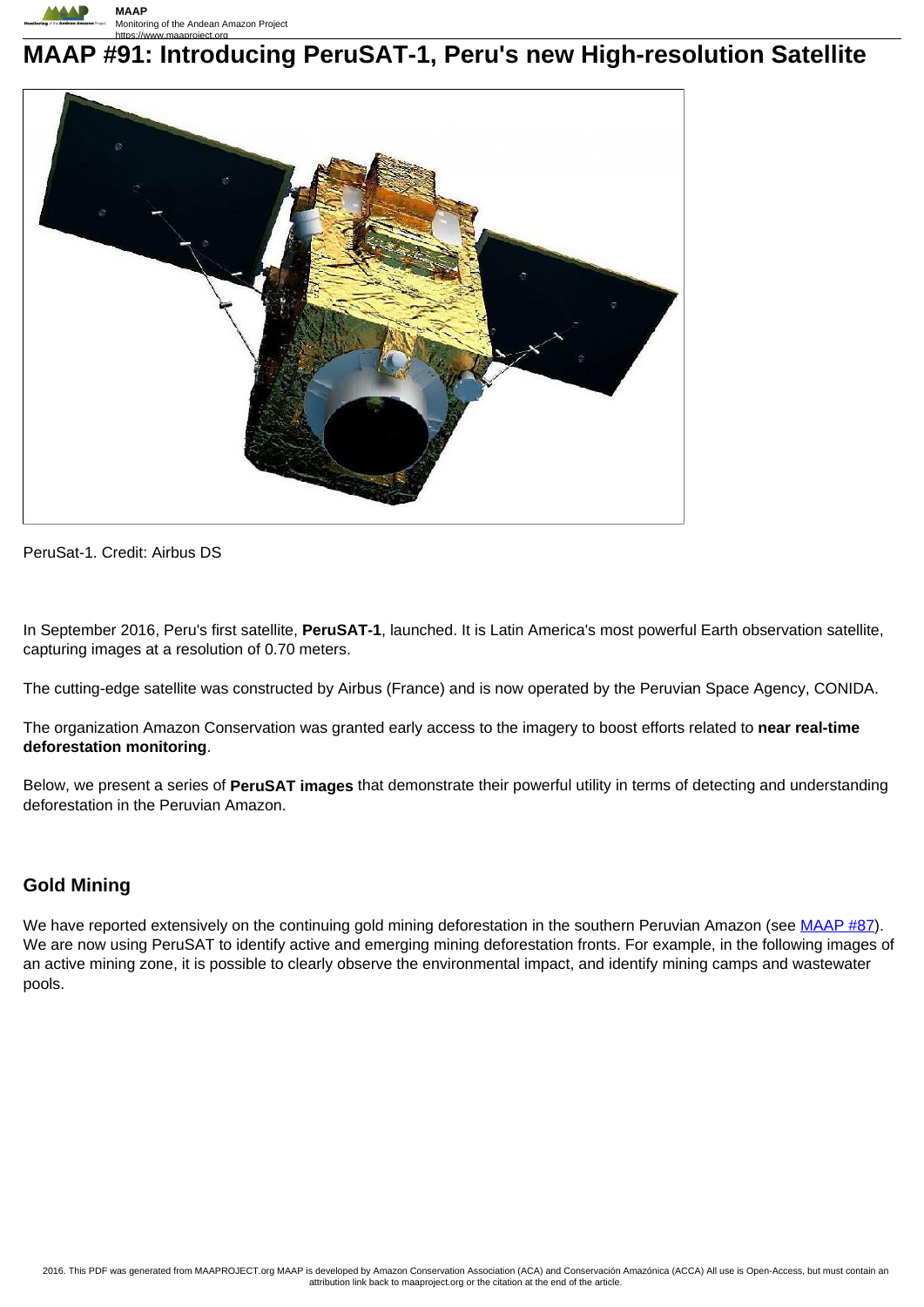# MAAP #91: Introducing PeruSAT-1, Peru's new High-resolution Satellite

PeruSat-1. Credit: Airbus DS

In September 2016, Peru's first satellite, **PeruSAT-1**, launched. It is Latin America's most powerful Earth observation satellite, capturing images at a resolution of 0.70 meters.

The cutting-edge satellite was constructed by Airbus (France) and is now operated by the Peruvian Space Agency, CONIDA.

The organization Amazon Conservation was granted early access to the imagery to boost efforts related to **near real-time deforestation monitoring**.

Below, we present a series of **PeruSAT images** that demonstrate their powerful utility in terms of detecting and understanding deforestation in the Peruvian Amazon.

## Gold Mining

We have reported extensively on the continuing gold mining deforestation in the southern Peruvian Amazon (see [MAAP #87](MAAP #87)). We are now using PeruSAT to identify active and emerging mining deforestation fronts. For example, in the following images of an active mining zone, it is possible to clearly observe the environmental impact, and identify mining camps and wastewater pools.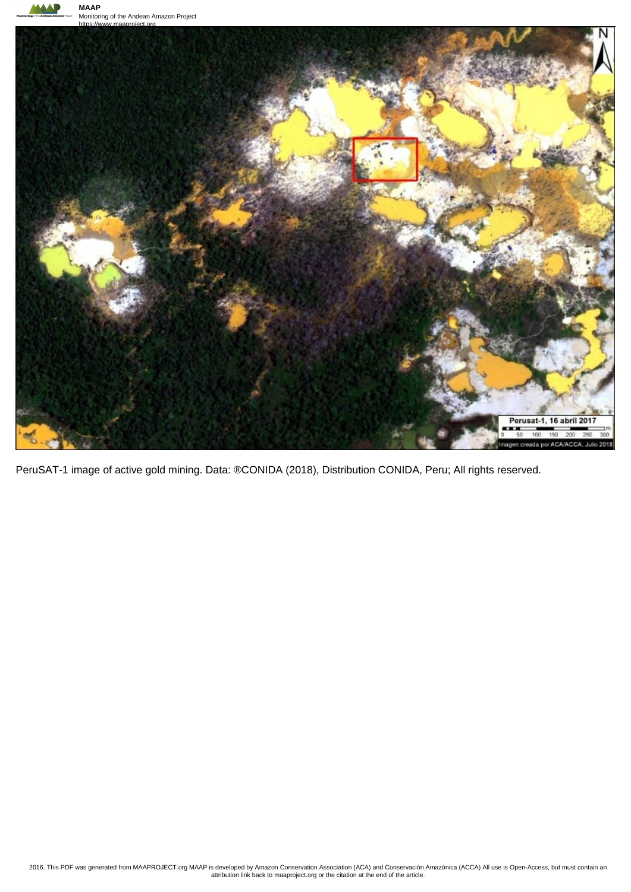PeruSAT-1 image of active gold mining. Data: ®CONIDA (2018), Distribution CONIDA, Peru; All rights reserved.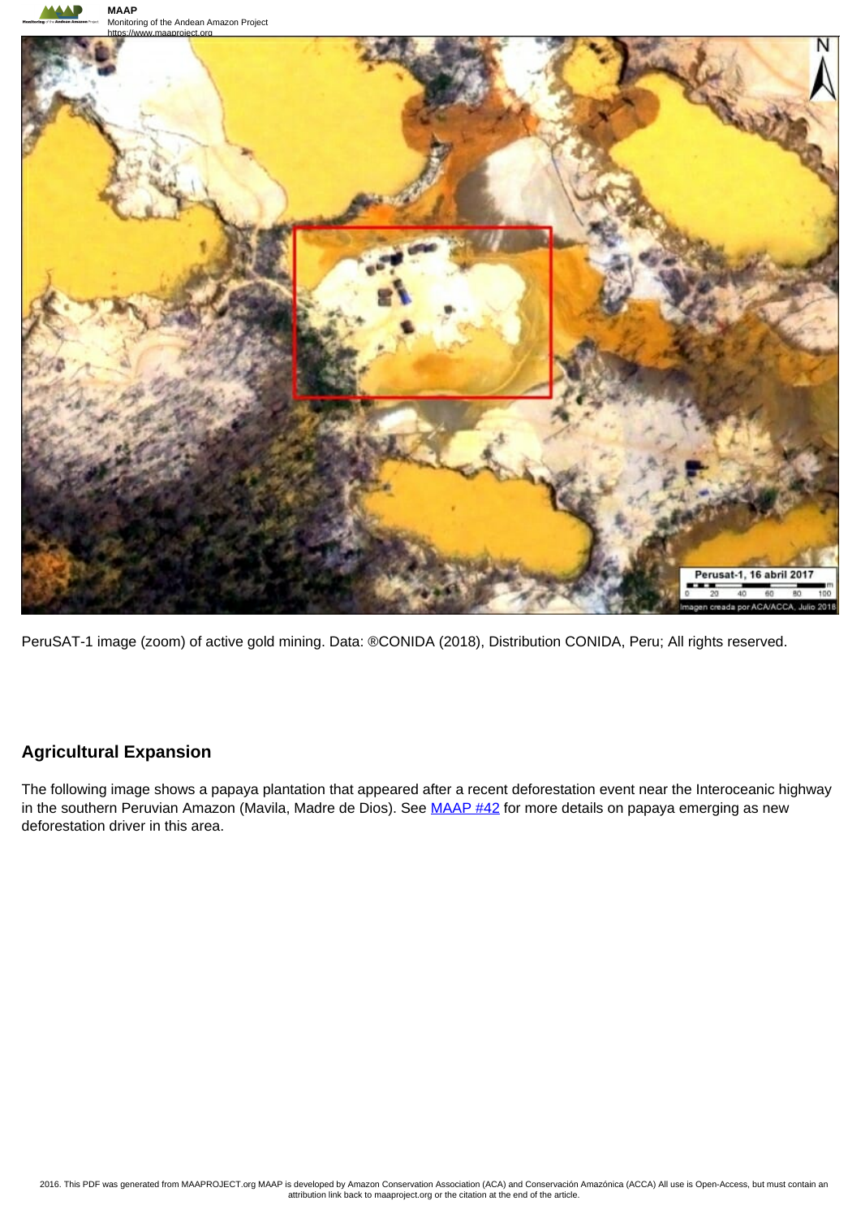PeruSAT-1 image (zoom) of active gold mining. Data: ®CONIDA (2018), Distribution CONIDA, Peru; All rights reserved.

## Agricultural Expansion

The following image shows a papaya plantation that appeared after a recent deforestation event near the Interoceanic highway in the southern Peruvian Amazon (Mavila, Madre de Dios). See MAAP #42 for more details on papaya emerging as new deforestation driver in this area.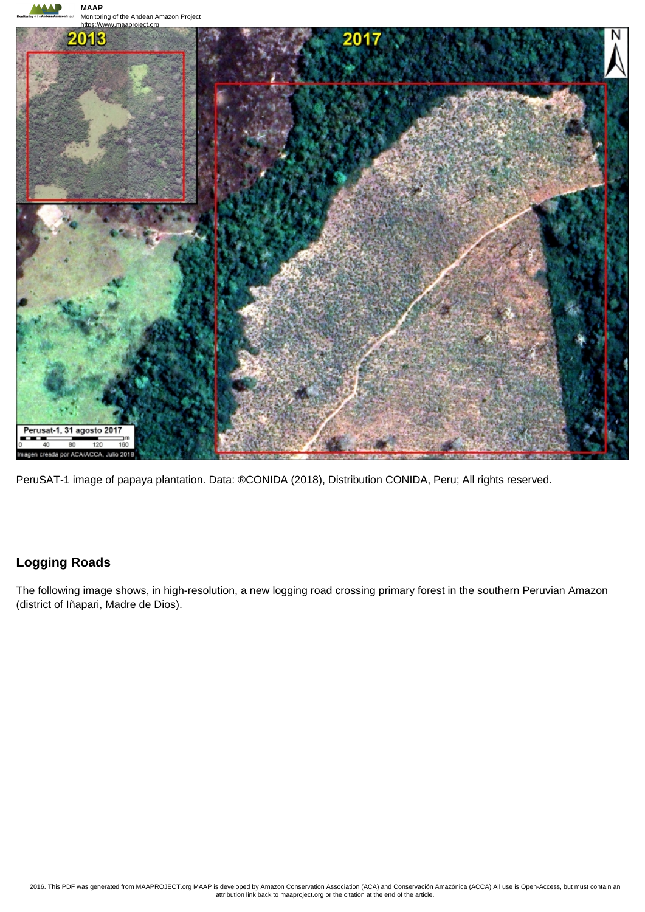PeruSAT-1 image of papaya plantation. Data: ®CONIDA (2018), Distribution CONIDA, Peru; All rights reserved.

## Logging Roads

The following image shows, in high-resolution, a new logging road crossing primary forest in the southern Peruvian Amazon (district of Iñapari, Madre de Dios).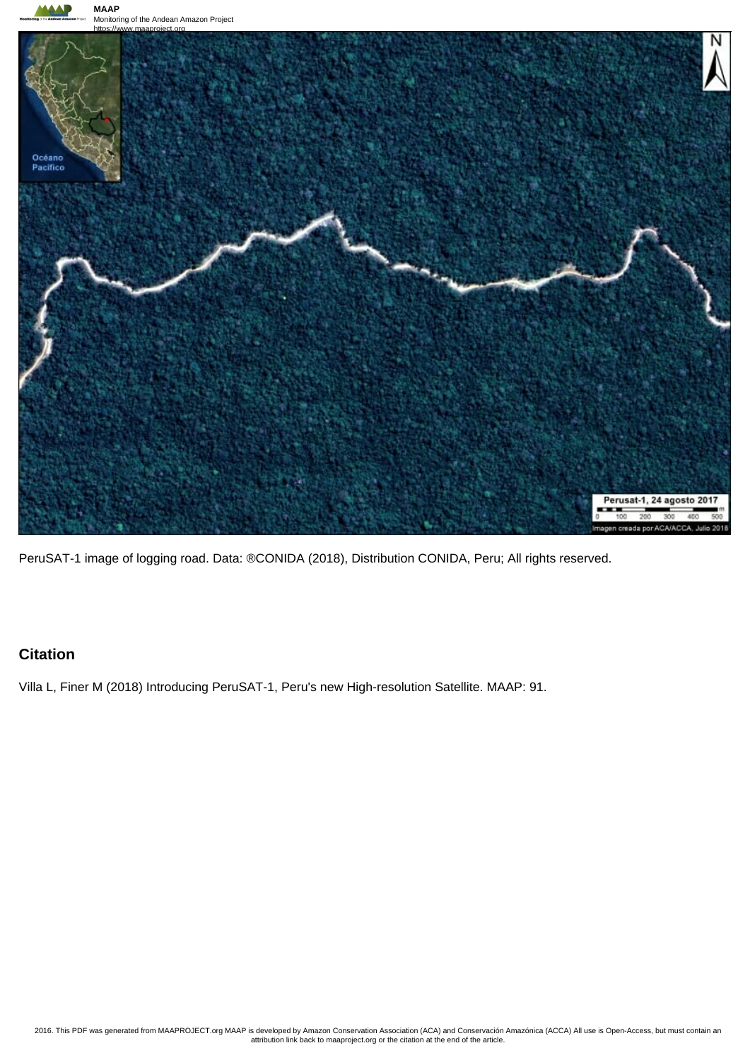PeruSAT-1 image of logging road. Data: ®CONIDA (2018), Distribution CONIDA, Peru; All rights reserved.

## Citation

Villa L, Finer M (2018) Introducing PeruSAT-1, Peru's new High-resolution Satellite. MAAP: 91.